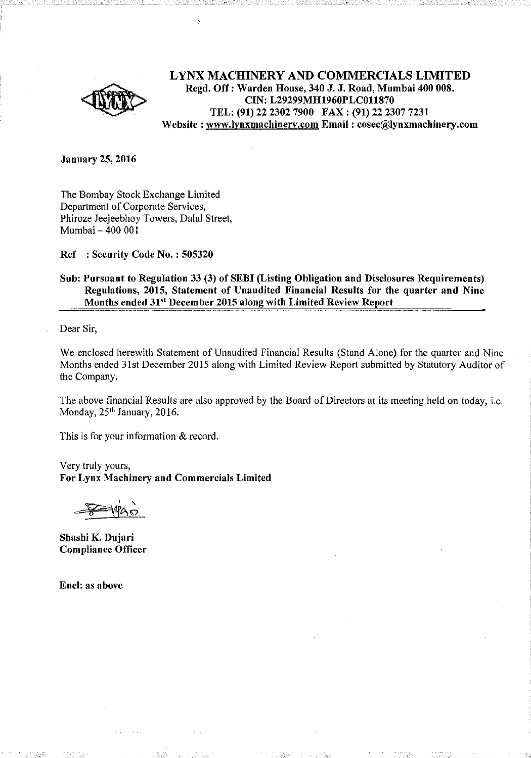# LYNX MACHINERY AND COMMERCIALS LIMITED

**Regd. Off : Warden House, 340 J. J. Road, Mumbai 400 008.**
**CIN: L29299MH1960PLC011870**
**TEL: (91) 22 2302 7900 FAX : (91) 22 2307 7231**
**Website : www.lynxmachinery.com Email : cosec@lynxmachinery.com**

**January 25, 2016**

The Bombay Stock Exchange Limited
Department of Corporate Services,
Phiroze Jeejeebhoy Towers, Dalal Street,
Mumbai – 400 001

**Ref : Security Code No. : 505320**

**Sub: Pursuant to Regulation 33 (3) of SEBI (Listing Obligation and Disclosures Requirements) Regulations, 2015, Statement of Unaudited Financial Results for the quarter and Nine Months ended 31st December 2015 along with Limited Review Report**

Dear Sir,

We enclosed herewith Statement of Unaudited Financial Results (Stand Alone) for the quarter and Nine Months ended 31st December 2015 along with Limited Review Report submitted by Statutory Auditor of the Company.

The above financial Results are also approved by the Board of Directors at its meeting held on today, i.e. Monday, 25th January, 2016.

This is for your information & record.

Very truly yours,
**For Lynx Machinery and Commercials Limited**

**Shashi K. Dujari**
**Compliance Officer**

**Encl: as above**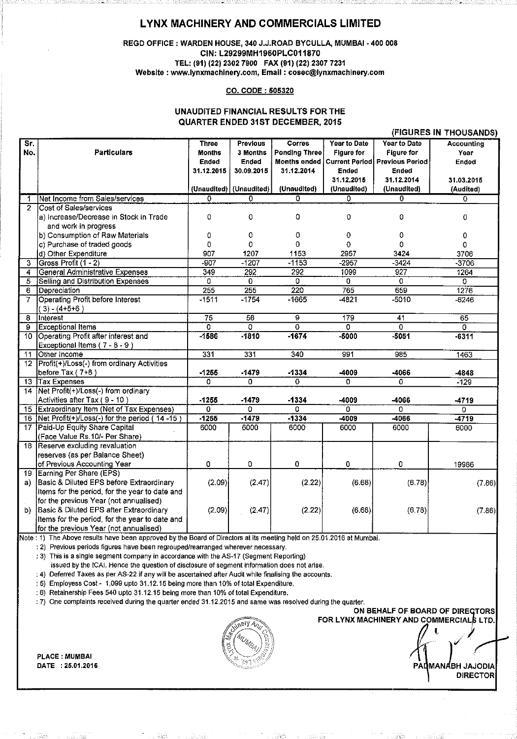# LYNX MACHINERY AND COMMERCIALS LIMITED

**REGD OFFICE : WARDEN HOUSE, 340 J.J.ROAD BYCULLA, MUMBAI - 400 008**
**CIN: L29299MH1960PLC011870**
**TEL: (91) (22) 2302 7900 FAX (91) (22) 2307 7231**
**Website : www.lynxmachinery.com, Email : cosec@lynxmachinery.com**

**CO. CODE : 505320**

## UNAUDITED FINANCIAL RESULTS FOR THE QUARTER ENDED 31ST DECEMBER, 2015

(FIGURES IN THOUSANDS)

| Sr. No. | Particulars | Three Months Ended 31.12.2015 (Unaudited) | Previous 3 Months Ended 30.09.2015 (Unaudited) | Corres Ponding Three Months ended 31.12.2014 (Unaudited) | Year to Date Figure for Current Period Ended 31.12.2015 (Unaudited) | Year to Date Figure for Previous Period Ended 31.12.2014 (Unaudited) | Accounting Year Ended 31.03.2015 (Audited) |
|---|---|---|---|---|---|---|---|
| 1 | Net Income from Sales/services | 0 | 0 | 0 | 0 | 0 | 0 |
| 2 | Cost of Sales/services | | | | | | |
| | a) Increase/Decrease in Stock in Trade and work in progress | 0 | 0 | 0 | 0 | 0 | 0 |
| | b) Consumption of Raw Materials | 0 | 0 | 0 | 0 | 0 | 0 |
| | c) Purchase of traded goods | 0 | 0 | 0 | 0 | 0 | 0 |
| | d) Other Expenditure | 907 | 1207 | 1153 | 2957 | 3424 | 3706 |
| 3 | Gross Profit (1 - 2) | -907 | -1207 | -1153 | -2957 | -3424 | -3706 |
| 4 | General Administrative Expenses | 349 | 292 | 292 | 1099 | 927 | 1264 |
| 5 | Selling and Distribution Expenses | 0 | 0 | 0 | 0 | 0 | 0 |
| 6 | Depreciation | 255 | 255 | 220 | 765 | 659 | 1276 |
| 7 | Operating Profit before Interest ( 3) - (4+5+6 ) | -1511 | -1754 | -1665 | -4821 | -5010 | -6246 |
| 8 | Interest | 75 | 56 | 9 | 179 | 41 | 65 |
| 9 | Exceptional Items | 0 | 0 | 0 | 0 | 0 | 0 |
| 10 | Operating Profit after interest and Exceptional Items ( 7 - 8 - 9 ) | -1586 | -1810 | -1674 | -5000 | -5051 | -6311 |
| 11 | Other Income | 331 | 331 | 340 | 991 | 985 | 1463 |
| 12 | Profit(+)/Loss(-) from ordinary Activities before Tax ( 7+8 ) | -1255 | -1479 | -1334 | -4009 | -4066 | -4848 |
| 13 | Tax Expenses | 0 | 0 | 0 | 0 | 0 | -129 |
| 14 | Net Profit(+)/Loss(-) from ordinary Activities after Tax ( 9 - 10 ) | -1255 | -1479 | -1334 | -4009 | -4066 | -4719 |
| 15 | Extraordinary Item (Net of Tax Expenses) | 0 | 0 | 0 | 0 | 0 | 0 |
| 16 | Net Profit(+)/Loss(-) for the period ( 14 -15 ) | -1255 | -1479 | -1334 | -4009 | -4066 | -4719 |
| 17 | Paid-Up Equity Share Capital (Face Value Rs.10/- Per Share) | 6000 | 6000 | 6000 | 6000 | 6000 | 6000 |
| 18 | Reserve excluding revaluation reserves (as per Balance Sheet) of Previous Accounting Year | 0 | 0 | 0 | 0 | 0 | 19986 |
| 19 | Earning Per Share (EPS) | | | | | | |
| a) | Basic & Diluted EPS before Extraordinary items for the period, for the year to date and for the previous Year (not annualised) | (2.09) | (2.47) | (2.22) | (6.68) | (6.78) | (7.86) |
| b) | Basic & Diluted EPS after Extraordinary items for the period, for the year to date and for the previous Year (not annualised) | (2.09) | (2.47) | (2.22) | (6.68) | (6.78) | (7.86) |

Note :
1) The Above results have been approved by the Board of Directors at its meeting held on 25.01.2016 at Mumbai.
2) Previous periods figures have been regrouped/rearranged wherever necessary.
3) This is a single segment company in accordance with the AS-17 (Segment Reporting) issued by the ICAI. Hence the question of disclosure of segment information does not arise.
4) Deferred Taxes as per AS-22 if any will be ascertained after Audit while finalising the accounts.
5) Employess Cost - 1,099 upto 31.12.15 being more than 10% of total Expenditure.
6) Retainership Fees 540 upto 31.12.15 being more than 10% of total Expenditure.
7) One complaints received during the quarter ended 31.12.2015 and same was resolved during the quarter.

ON BEHALF OF BOARD OF DIRECTORS
FOR LYNX MACHINERY AND COMMERCIALS LTD.

PLACE : MUMBAI
DATE : 25.01.2016

PADMANABH JAJODIA
DIRECTOR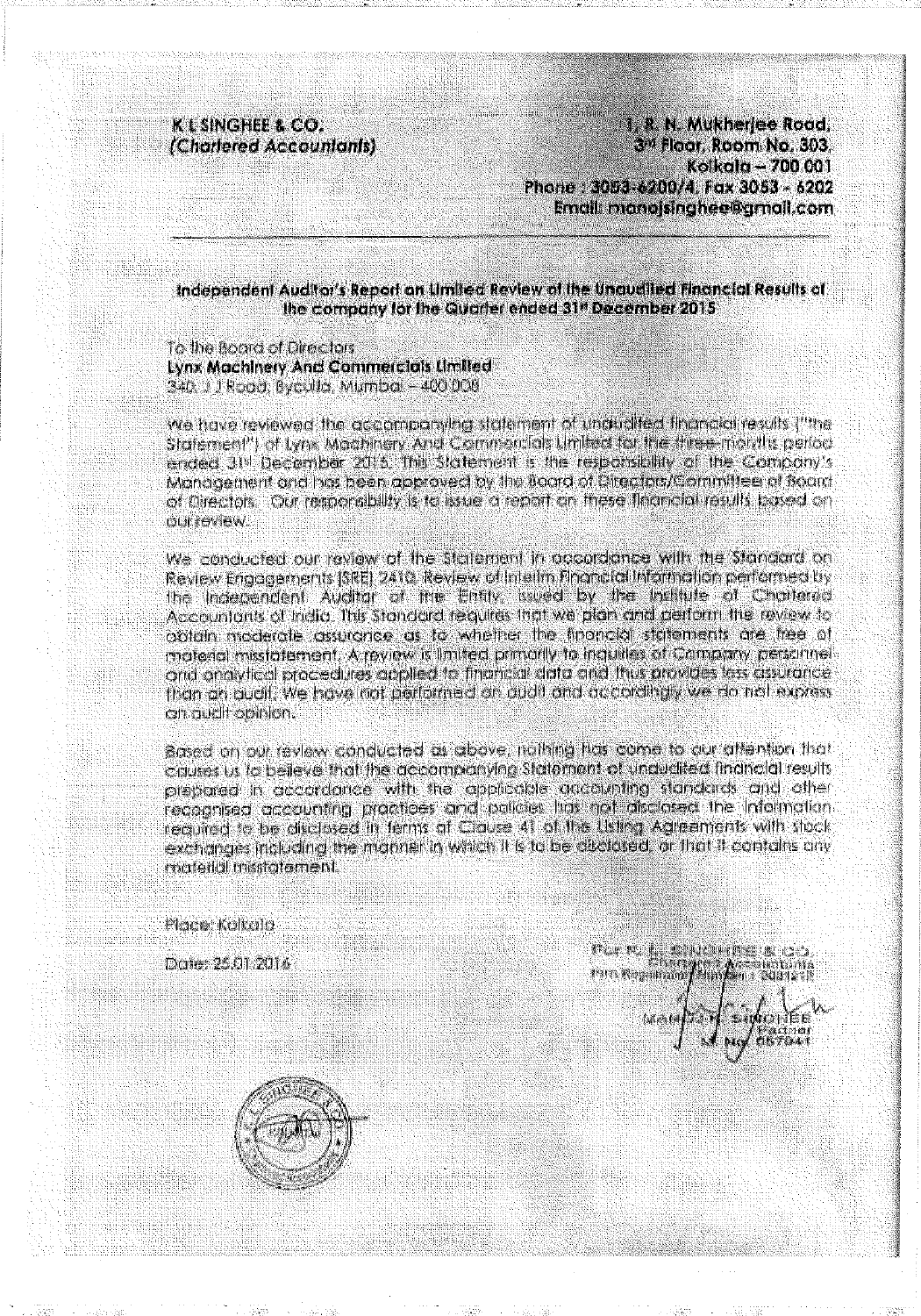**K L SINGHEE & CO.**
*(Chartered Accountants)*

**1, R. N. Mukherjee Road,**
**3rd Floor, Room No. 303,**
**Kolkata – 700 001**
**Phone : 3053-6200/4, Fax 3053 - 6202**
**Email: manojsinghee@gmail.com**

---

**Independent Auditor's Report on Limited Review of the Unaudited Financial Results of the company for the Quarter ended 31st December 2015**

To the Board of Directors
**Lynx Machinery And Commercials Limited**
340, J J Road, Byculla, Mumbai – 400 008

We have reviewed the accompanying statement of unaudited financial results ("the Statement") of Lynx Machinery And Commercials Limited for the three-months period ended 31st December 2015. This Statement is the responsibility of the Company's Management and has been approved by the Board of Directors/Committee of Board of Directors. Our responsibility is to issue a report on these financial results based on our review.

We conducted our review of the Statement in accordance with the Standard on Review Engagements (SRE) 2410, Review of Interim Financial Information performed by the Independent Auditor of the Entity, issued by the Institute of Chartered Accountants of India. This Standard requires that we plan and perform the review to obtain moderate assurance as to whether the financial statements are free of material misstatement. A review is limited primarily to inquiries of Company personnel and analytical procedures applied to financial data and thus provides less assurance than an audit. We have not performed an audit and accordingly we do not express an audit opinion.

Based on our review conducted as above, nothing has come to our attention that causes us to believe that the accompanying Statement of unaudited financial results prepared in accordance with the applicable accounting standards and other recognised accounting practices and policies has not disclosed the information required to be disclosed in terms of Clause 41 of the Listing Agreements with stock exchanges including the manner in which it is to be disclosed, or that it contains any material misstatement.

Place: Kolkata

Date: 25.01.2016

For K. L. SINGHEE & CO.
Chartered Accountants
Firm Registration Number : 302121E

MANOJ K. SINGHEE
Partner
M. No. 057041